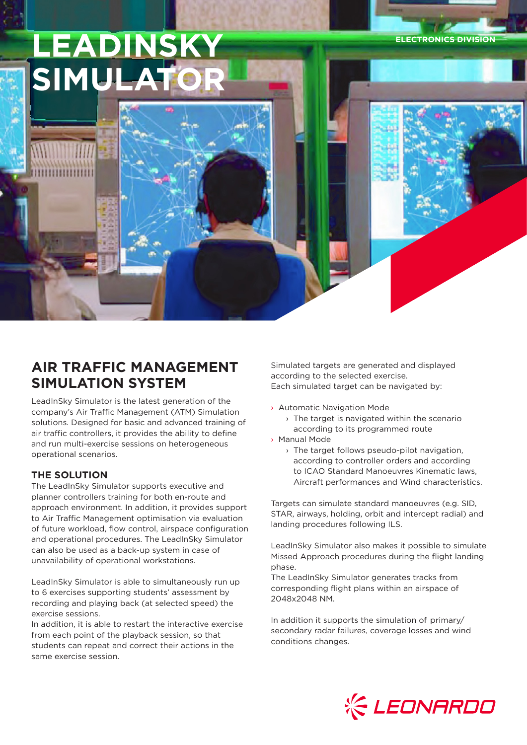# LEADINSKY SIMULATOR

ELECTRONICS DIVISION

## AIR TRAFFIC MANAGEMENT SIMULATION SYSTEM

LeadInSky Simulator is the latest generation of the company's Air Traffic Management (ATM) Simulation solutions. Designed for basic and advanced training of air traffic controllers, it provides the ability to define and run multi-exercise sessions on heterogeneous operational scenarios.

### THE SOLUTION

The LeadInSky Simulator supports executive and planner controllers training for both en-route and approach environment. In addition, it provides support to Air Traffic Management optimisation via evaluation of future workload, flow control, airspace configuration and operational procedures. The LeadInSky Simulator can also be used as a back-up system in case of unavailability of operational workstations.

LeadInSky Simulator is able to simultaneously run up to 6 exercises supporting students' assessment by recording and playing back (at selected speed) the exercise sessions.
In addition, it is able to restart the interactive exercise from each point of the playback session, so that students can repeat and correct their actions in the same exercise session.

Simulated targets are generated and displayed according to the selected exercise.
Each simulated target can be navigated by:

- Automatic Navigation Mode
  - The target is navigated within the scenario according to its programmed route
- Manual Mode
  - The target follows pseudo-pilot navigation, according to controller orders and according to ICAO Standard Manoeuvres Kinematic laws, Aircraft performances and Wind characteristics.

Targets can simulate standard manoeuvres (e.g. SID, STAR, airways, holding, orbit and intercept radial) and landing procedures following ILS.

LeadInSky Simulator also makes it possible to simulate Missed Approach procedures during the flight landing phase.
The LeadInSky Simulator generates tracks from corresponding flight plans within an airspace of 2048x2048 NM.

In addition it supports the simulation of primary/secondary radar failures, coverage losses and wind conditions changes.

LEONARDO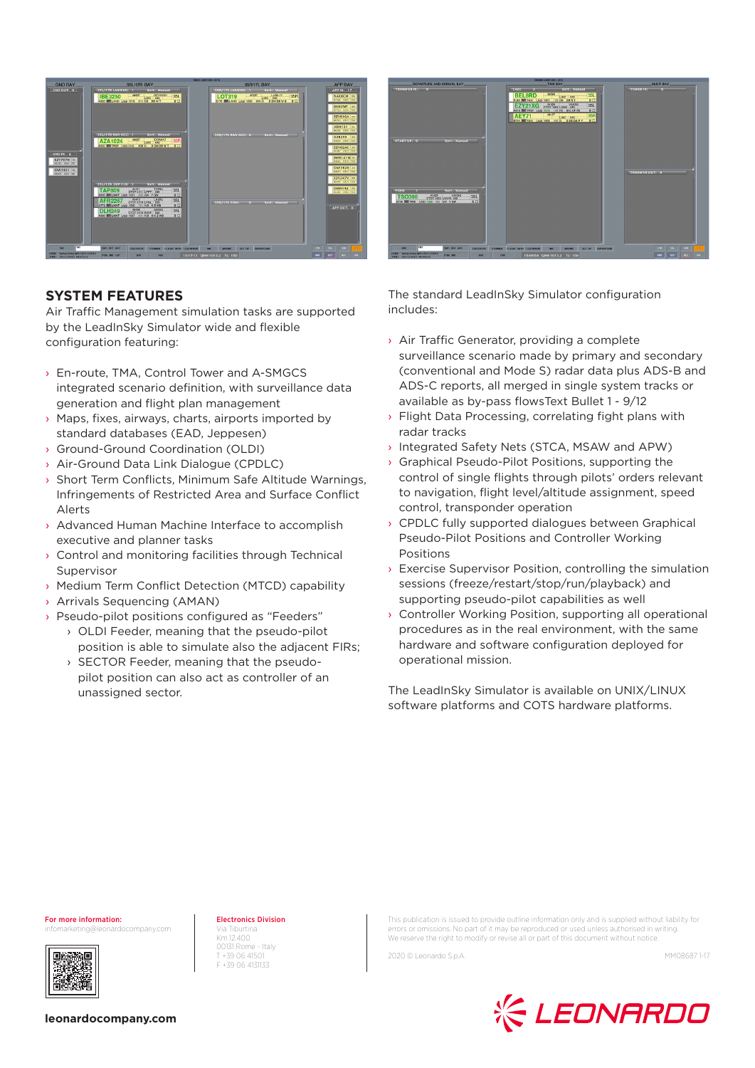## SYSTEM FEATURES

Air Traffic Management simulation tasks are supported by the LeadInSky Simulator wide and flexible configuration featuring:

- En-route, TMA, Control Tower and A-SMGCS integrated scenario definition, with surveillance data generation and flight plan management
- Maps, fixes, airways, charts, airports imported by standard databases (EAD, Jeppesen)
- Ground-Ground Coordination (OLDI)
- Air-Ground Data Link Dialogue (CPDLC)
- Short Term Conflicts, Minimum Safe Altitude Warnings, Infringements of Restricted Area and Surface Conflict Alerts
- Advanced Human Machine Interface to accomplish executive and planner tasks
- Control and monitoring facilities through Technical Supervisor
- Medium Term Conflict Detection (MTCD) capability
- Arrivals Sequencing (AMAN)
- Pseudo-pilot positions configured as “Feeders”
  - OLDI Feeder, meaning that the pseudo-pilot position is able to simulate also the adjacent FIRs;
  - SECTOR Feeder, meaning that the pseudo-pilot position can also act as controller of an unassigned sector.

The standard LeadInSky Simulator configuration includes:

- Air Traffic Generator, providing a complete surveillance scenario made by primary and secondary (conventional and Mode S) radar data plus ADS-B and ADS-C reports, all merged in single system tracks or available as by-pass flowsText Bullet 1 - 9/12
- Flight Data Processing, correlating fight plans with radar tracks
- Integrated Safety Nets (STCA, MSAW and APW)
- Graphical Pseudo-Pilot Positions, supporting the control of single flights through pilots’ orders relevant to navigation, flight level/altitude assignment, speed control, transponder operation
- CPDLC fully supported dialogues between Graphical Pseudo-Pilot Positions and Controller Working Positions
- Exercise Supervisor Position, controlling the simulation sessions (freeze/restart/stop/run/playback) and supporting pseudo-pilot capabilities as well
- Controller Working Position, supporting all operational procedures as in the real environment, with the same hardware and software configuration deployed for operational mission.

The LeadInSky Simulator is available on UNIX/LINUX software platforms and COTS hardware platforms.

**For more information:**
infomarketing@leonardocompany.com

**Electronics Division**
Via Tiburtina
Km 12.400
00131 Rome - Italy
T +39 06 41501
F +39 06 4131133

This publication is issued to provide outline information only and is supplied without liability for errors or omissions. No part of it may be reproduced or used unless authorised in writing. We reserve the right to modify or revise all or part of this document without notice.

2020 © Leonardo S.p.A.

MM08687 1-17

**leonardocompany.com**

LEONARDO